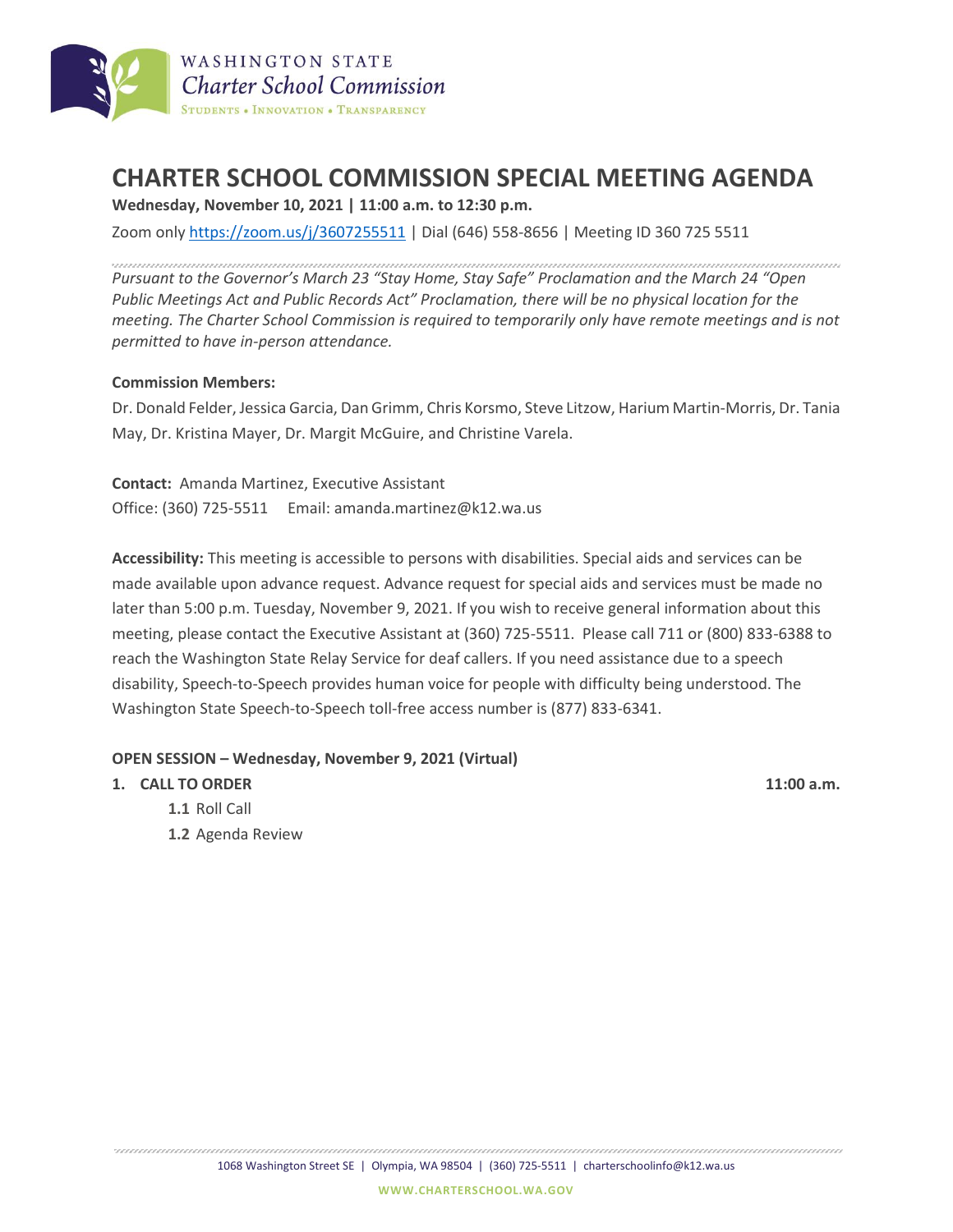# CHARTER SCHOOL COMMISSION SPECIAL MEETING AGENDA

**Wednesday, November 10, 2021 | 11:00 a.m. to 12:30 p.m.**

Zoom only https://zoom.us/j/3607255511 | Dial (646) 558-8656 | Meeting ID 360 725 5511

*Pursuant to the Governor's March 23 "Stay Home, Stay Safe" Proclamation and the March 24 "Open Public Meetings Act and Public Records Act" Proclamation, there will be no physical location for the meeting. The Charter School Commission is required to temporarily only have remote meetings and is not permitted to have in-person attendance.*

**Commission Members:**

Dr. Donald Felder, Jessica Garcia, Dan Grimm, Chris Korsmo, Steve Litzow, Harium Martin-Morris, Dr. Tania May, Dr. Kristina Mayer, Dr. Margit McGuire, and Christine Varela.

**Contact:** Amanda Martinez, Executive Assistant
Office: (360) 725-5511 Email: amanda.martinez@k12.wa.us

**Accessibility:** This meeting is accessible to persons with disabilities. Special aids and services can be made available upon advance request. Advance request for special aids and services must be made no later than 5:00 p.m. Tuesday, November 9, 2021. If you wish to receive general information about this meeting, please contact the Executive Assistant at (360) 725-5511. Please call 711 or (800) 833-6388 to reach the Washington State Relay Service for deaf callers. If you need assistance due to a speech disability, Speech-to-Speech provides human voice for people with difficulty being understood. The Washington State Speech-to-Speech toll-free access number is (877) 833-6341.

**OPEN SESSION – Wednesday, November 9, 2021 (Virtual)**

1. **CALL TO ORDER** **11:00 a.m.**
    - **1.1** Roll Call
    - **1.2** Agenda Review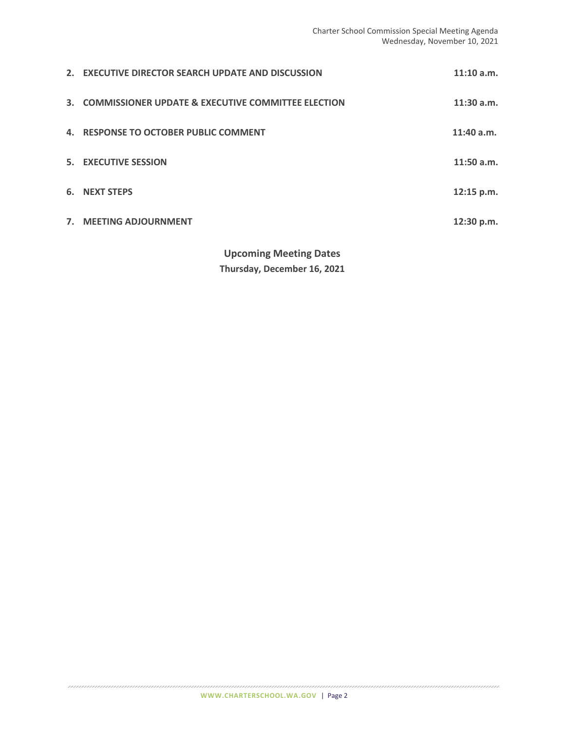2. **EXECUTIVE DIRECTOR SEARCH UPDATE AND DISCUSSION** **11:10 a.m.**

3. **COMMISSIONER UPDATE & EXECUTIVE COMMITTEE ELECTION** **11:30 a.m.**

4. **RESPONSE TO OCTOBER PUBLIC COMMENT** **11:40 a.m.**

5. **EXECUTIVE SESSION** **11:50 a.m.**

6. **NEXT STEPS** **12:15 p.m.**

7. **MEETING ADJOURNMENT** **12:30 p.m.**

**Upcoming Meeting Dates**

**Thursday, December 16, 2021**